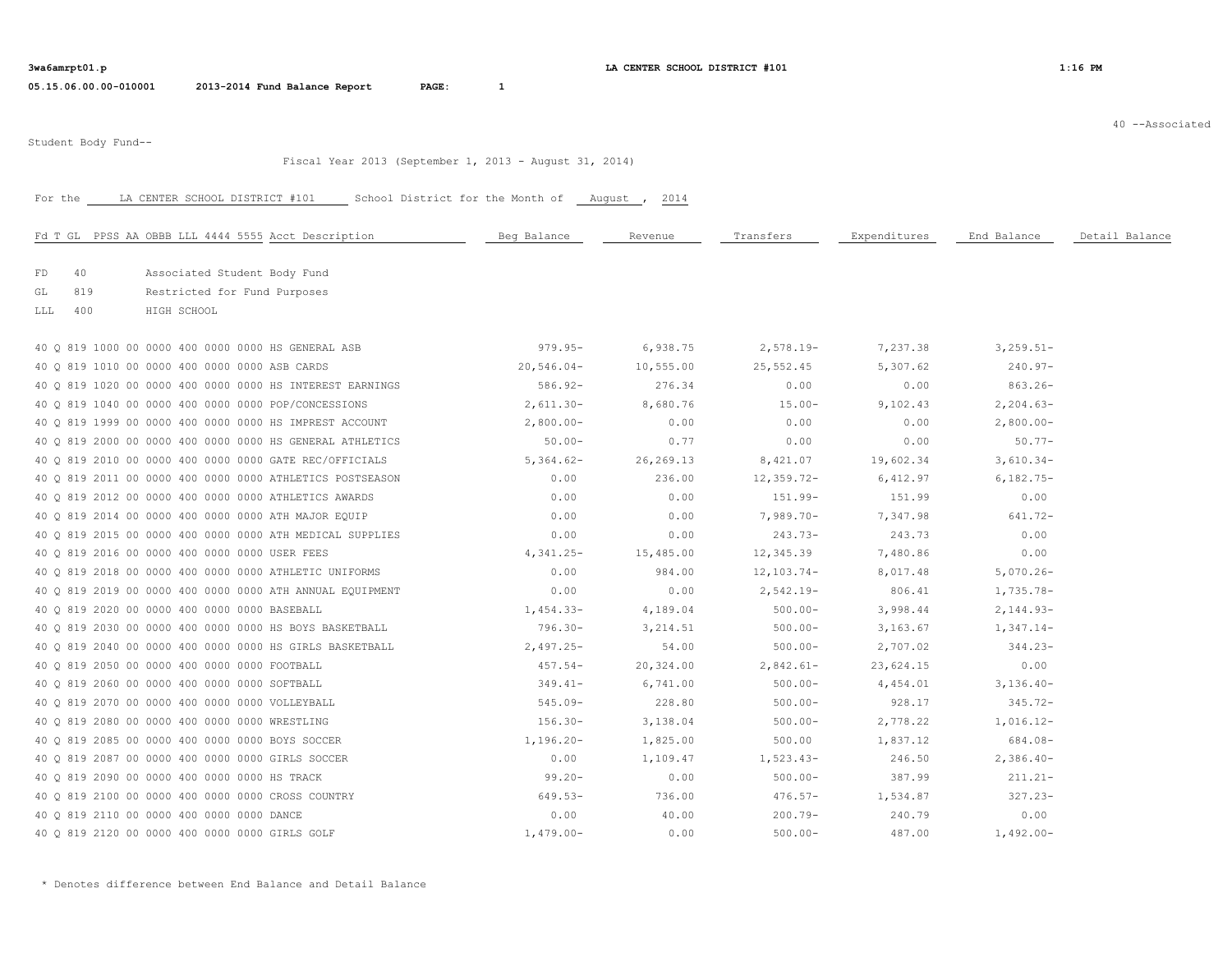**3wa6amrpt01.p** **LA CENTER SCHOOL DISTRICT #101** **1:16 PM**

**05.15.06.00.00-010001** **2013-2014 Fund Balance Report** **PAGE: 1**

40 --Associated Student Body Fund--

Fiscal Year 2013 (September 1, 2013 - August 31, 2014)

For the LA CENTER SCHOOL DISTRICT #101 School District for the Month of August , 2014

FD 40 Associated Student Body Fund
GL 819 Restricted for Fund Purposes
LLL 400 HIGH SCHOOL

| Fd T GL PPSS AA OBBB LLL 4444 5555 Acct Description | Beg Balance | Revenue | Transfers | Expenditures | End Balance | Detail Balance |
|---|---|---|---|---|---|---|
| 40 Q 819 1000 00 0000 400 0000 0000 HS GENERAL ASB | 979.95- | 6,938.75 | 2,578.19- | 7,237.38 | 3,259.51- | |
| 40 Q 819 1010 00 0000 400 0000 0000 ASB CARDS | 20,546.04- | 10,555.00 | 25,552.45 | 5,307.62 | 240.97- | |
| 40 Q 819 1020 00 0000 400 0000 0000 HS INTEREST EARNINGS | 586.92- | 276.34 | 0.00 | 0.00 | 863.26- | |
| 40 Q 819 1040 00 0000 400 0000 0000 POP/CONCESSIONS | 2,611.30- | 8,680.76 | 15.00- | 9,102.43 | 2,204.63- | |
| 40 Q 819 1999 00 0000 400 0000 0000 HS IMPREST ACCOUNT | 2,800.00- | 0.00 | 0.00 | 0.00 | 2,800.00- | |
| 40 Q 819 2000 00 0000 400 0000 0000 HS GENERAL ATHLETICS | 50.00- | 0.77 | 0.00 | 0.00 | 50.77- | |
| 40 Q 819 2010 00 0000 400 0000 0000 GATE REC/OFFICIALS | 5,364.62- | 26,269.13 | 8,421.07 | 19,602.34 | 3,610.34- | |
| 40 Q 819 2011 00 0000 400 0000 0000 ATHLETICS POSTSEASON | 0.00 | 236.00 | 12,359.72- | 6,412.97 | 6,182.75- | |
| 40 Q 819 2012 00 0000 400 0000 0000 ATHLETICS AWARDS | 0.00 | 0.00 | 151.99- | 151.99 | 0.00 | |
| 40 Q 819 2014 00 0000 400 0000 0000 ATH MAJOR EQUIP | 0.00 | 0.00 | 7,989.70- | 7,347.98 | 641.72- | |
| 40 Q 819 2015 00 0000 400 0000 0000 ATH MEDICAL SUPPLIES | 0.00 | 0.00 | 243.73- | 243.73 | 0.00 | |
| 40 Q 819 2016 00 0000 400 0000 0000 USER FEES | 4,341.25- | 15,485.00 | 12,345.39 | 7,480.86 | 0.00 | |
| 40 Q 819 2018 00 0000 400 0000 0000 ATHLETIC UNIFORMS | 0.00 | 984.00 | 12,103.74- | 8,017.48 | 5,070.26- | |
| 40 Q 819 2019 00 0000 400 0000 0000 ATH ANNUAL EQUIPMENT | 0.00 | 0.00 | 2,542.19- | 806.41 | 1,735.78- | |
| 40 Q 819 2020 00 0000 400 0000 0000 BASEBALL | 1,454.33- | 4,189.04 | 500.00- | 3,998.44 | 2,144.93- | |
| 40 Q 819 2030 00 0000 400 0000 0000 HS BOYS BASKETBALL | 796.30- | 3,214.51 | 500.00- | 3,163.67 | 1,347.14- | |
| 40 Q 819 2040 00 0000 400 0000 0000 HS GIRLS BASKETBALL | 2,497.25- | 54.00 | 500.00- | 2,707.02 | 344.23- | |
| 40 Q 819 2050 00 0000 400 0000 0000 FOOTBALL | 457.54- | 20,324.00 | 2,842.61- | 23,624.15 | 0.00 | |
| 40 Q 819 2060 00 0000 400 0000 0000 SOFTBALL | 349.41- | 6,741.00 | 500.00- | 4,454.01 | 3,136.40- | |
| 40 Q 819 2070 00 0000 400 0000 0000 VOLLEYBALL | 545.09- | 228.80 | 500.00- | 928.17 | 345.72- | |
| 40 Q 819 2080 00 0000 400 0000 0000 WRESTLING | 156.30- | 3,138.04 | 500.00- | 2,778.22 | 1,016.12- | |
| 40 Q 819 2085 00 0000 400 0000 0000 BOYS SOCCER | 1,196.20- | 1,825.00 | 500.00 | 1,837.12 | 684.08- | |
| 40 Q 819 2087 00 0000 400 0000 0000 GIRLS SOCCER | 0.00 | 1,109.47 | 1,523.43- | 246.50 | 2,386.40- | |
| 40 Q 819 2090 00 0000 400 0000 0000 HS TRACK | 99.20- | 0.00 | 500.00- | 387.99 | 211.21- | |
| 40 Q 819 2100 00 0000 400 0000 0000 CROSS COUNTRY | 649.53- | 736.00 | 476.57- | 1,534.87 | 327.23- | |
| 40 Q 819 2110 00 0000 400 0000 0000 DANCE | 0.00 | 40.00 | 200.79- | 240.79 | 0.00 | |
| 40 Q 819 2120 00 0000 400 0000 0000 GIRLS GOLF | 1,479.00- | 0.00 | 500.00- | 487.00 | 1,492.00- | |

* Denotes difference between End Balance and Detail Balance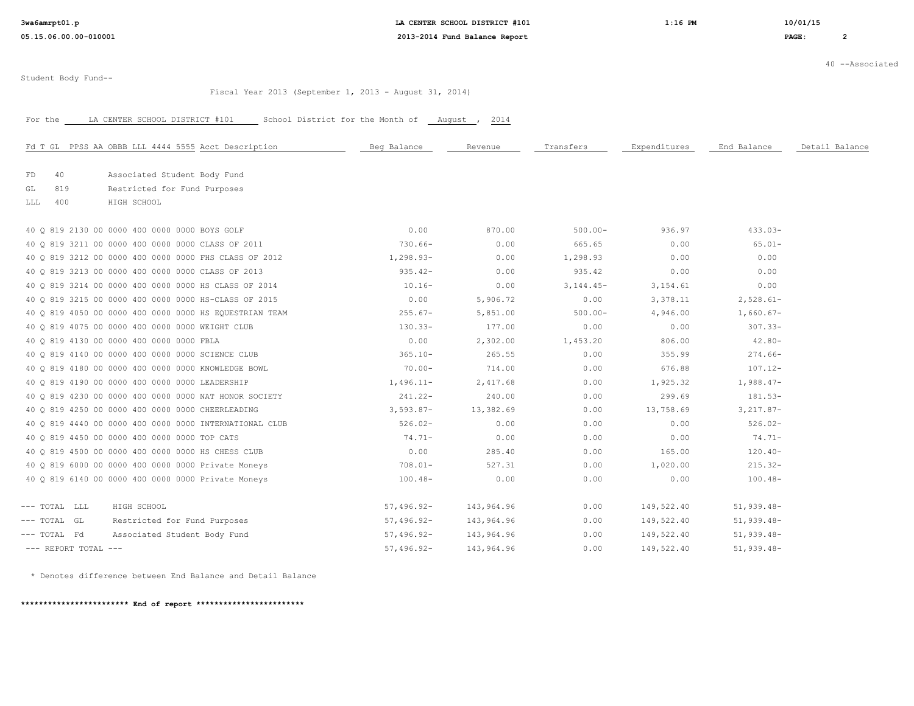40 --Associated

Student Body Fund--

Fiscal Year 2013 (September 1, 2013 - August 31, 2014)

For the LA CENTER SCHOOL DISTRICT #101 School District for the Month of August , 2014

| Fd T GL PPSS AA OBBB LLL 4444 5555 Acct Description | Beg Balance | Revenue | Transfers | Expenditures | End Balance | Detail Balance |
|---|---|---|---|---|---|---|
| FD 40 Associated Student Body Fund | | | | | | |
| GL 819 Restricted for Fund Purposes | | | | | | |
| LLL 400 HIGH SCHOOL | | | | | | |
| 40 Q 819 2130 00 0000 400 0000 0000 BOYS GOLF | 0.00 | 870.00 | 500.00- | 936.97 | 433.03- | |
| 40 Q 819 3211 00 0000 400 0000 0000 CLASS OF 2011 | 730.66- | 0.00 | 665.65 | 0.00 | 65.01- | |
| 40 Q 819 3212 00 0000 400 0000 0000 FHS CLASS OF 2012 | 1,298.93- | 0.00 | 1,298.93 | 0.00 | 0.00 | |
| 40 Q 819 3213 00 0000 400 0000 0000 CLASS OF 2013 | 935.42- | 0.00 | 935.42 | 0.00 | 0.00 | |
| 40 Q 819 3214 00 0000 400 0000 0000 HS CLASS OF 2014 | 10.16- | 0.00 | 3,144.45- | 3,154.61 | 0.00 | |
| 40 Q 819 3215 00 0000 400 0000 0000 HS-CLASS OF 2015 | 0.00 | 5,906.72 | 0.00 | 3,378.11 | 2,528.61- | |
| 40 Q 819 4050 00 0000 400 0000 0000 HS EQUESTRIAN TEAM | 255.67- | 5,851.00 | 500.00- | 4,946.00 | 1,660.67- | |
| 40 Q 819 4075 00 0000 400 0000 0000 WEIGHT CLUB | 130.33- | 177.00 | 0.00 | 0.00 | 307.33- | |
| 40 Q 819 4130 00 0000 400 0000 0000 FBLA | 0.00 | 2,302.00 | 1,453.20 | 806.00 | 42.80- | |
| 40 Q 819 4140 00 0000 400 0000 0000 SCIENCE CLUB | 365.10- | 265.55 | 0.00 | 355.99 | 274.66- | |
| 40 Q 819 4180 00 0000 400 0000 0000 KNOWLEDGE BOWL | 70.00- | 714.00 | 0.00 | 676.88 | 107.12- | |
| 40 Q 819 4190 00 0000 400 0000 0000 LEADERSHIP | 1,496.11- | 2,417.68 | 0.00 | 1,925.32 | 1,988.47- | |
| 40 Q 819 4230 00 0000 400 0000 0000 NAT HONOR SOCIETY | 241.22- | 240.00 | 0.00 | 299.69 | 181.53- | |
| 40 Q 819 4250 00 0000 400 0000 0000 CHEERLEADING | 3,593.87- | 13,382.69 | 0.00 | 13,758.69 | 3,217.87- | |
| 40 Q 819 4440 00 0000 400 0000 0000 INTERNATIONAL CLUB | 526.02- | 0.00 | 0.00 | 0.00 | 526.02- | |
| 40 Q 819 4450 00 0000 400 0000 0000 TOP CATS | 74.71- | 0.00 | 0.00 | 0.00 | 74.71- | |
| 40 Q 819 4500 00 0000 400 0000 0000 HS CHESS CLUB | 0.00 | 285.40 | 0.00 | 165.00 | 120.40- | |
| 40 Q 819 6000 00 0000 400 0000 0000 Private Moneys | 708.01- | 527.31 | 0.00 | 1,020.00 | 215.32- | |
| 40 Q 819 6140 00 0000 400 0000 0000 Private Moneys | 100.48- | 0.00 | 0.00 | 0.00 | 100.48- | |
| --- TOTAL LLL HIGH SCHOOL | 57,496.92- | 143,964.96 | 0.00 | 149,522.40 | 51,939.48- | |
| --- TOTAL GL Restricted for Fund Purposes | 57,496.92- | 143,964.96 | 0.00 | 149,522.40 | 51,939.48- | |
| --- TOTAL Fd Associated Student Body Fund | 57,496.92- | 143,964.96 | 0.00 | 149,522.40 | 51,939.48- | |
| --- REPORT TOTAL --- | 57,496.92- | 143,964.96 | 0.00 | 149,522.40 | 51,939.48- | |

* Denotes difference between End Balance and Detail Balance

**************************** End of report ****************************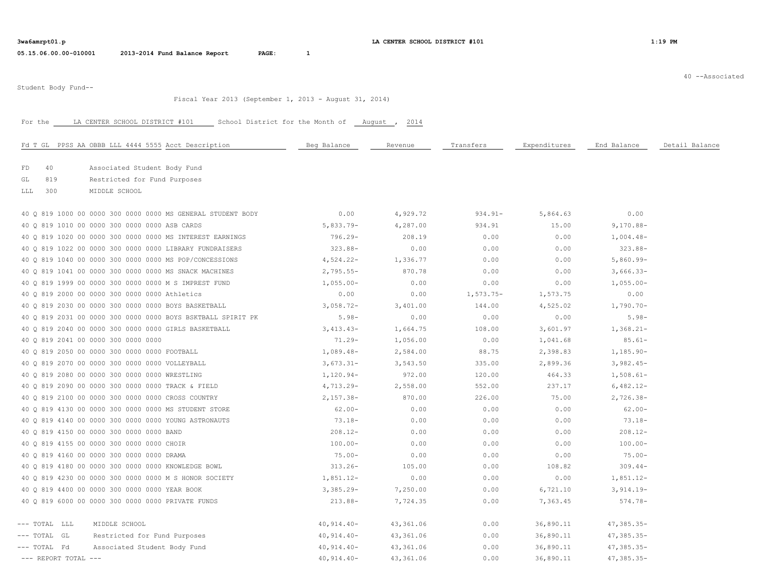**3wa6amrpt01.p** **LA CENTER SCHOOL DISTRICT #101** **1:19 PM**

**05.15.06.00.00-010001** **2013-2014 Fund Balance Report** **PAGE: 1**

40 --Associated Student Body Fund--

Fiscal Year 2013 (September 1, 2013 - August 31, 2014)

For the LA CENTER SCHOOL DISTRICT #101 School District for the Month of August , 2014

| Fd T GL PPSS AA OBBB LLL 4444 5555 Acct Description | Beg Balance | Revenue | Transfers | Expenditures | End Balance | Detail Balance |
|---|---|---|---|---|---|---|
| FD 40 Associated Student Body Fund | | | | | | |
| GL 819 Restricted for Fund Purposes | | | | | | |
| LLL 300 MIDDLE SCHOOL | | | | | | |
| 40 Q 819 1000 00 0000 300 0000 0000 MS GENERAL STUDENT BODY | 0.00 | 4,929.72 | 934.91- | 5,864.63 | 0.00 | |
| 40 Q 819 1010 00 0000 300 0000 0000 ASB CARDS | 5,833.79- | 4,287.00 | 934.91 | 15.00 | 9,170.88- | |
| 40 Q 819 1020 00 0000 300 0000 0000 MS INTEREST EARNINGS | 796.29- | 208.19 | 0.00 | 0.00 | 1,004.48- | |
| 40 Q 819 1022 00 0000 300 0000 0000 LIBRARY FUNDRAISERS | 323.88- | 0.00 | 0.00 | 0.00 | 323.88- | |
| 40 Q 819 1040 00 0000 300 0000 0000 MS POP/CONCESSIONS | 4,524.22- | 1,336.77 | 0.00 | 0.00 | 5,860.99- | |
| 40 Q 819 1041 00 0000 300 0000 0000 MS SNACK MACHINES | 2,795.55- | 870.78 | 0.00 | 0.00 | 3,666.33- | |
| 40 Q 819 1999 00 0000 300 0000 0000 M S IMPREST FUND | 1,055.00- | 0.00 | 0.00 | 0.00 | 1,055.00- | |
| 40 Q 819 2000 00 0000 300 0000 0000 Athletics | 0.00 | 0.00 | 1,573.75- | 1,573.75 | 0.00 | |
| 40 Q 819 2030 00 0000 300 0000 0000 BOYS BASKETBALL | 3,058.72- | 3,401.00 | 144.00 | 4,525.02 | 1,790.70- | |
| 40 Q 819 2031 00 0000 300 0000 0000 BOYS BSKTBALL SPIRIT PK | 5.98- | 0.00 | 0.00 | 0.00 | 5.98- | |
| 40 Q 819 2040 00 0000 300 0000 0000 GIRLS BASKETBALL | 3,413.43- | 1,664.75 | 108.00 | 3,601.97 | 1,368.21- | |
| 40 Q 819 2041 00 0000 300 0000 0000 | 71.29- | 1,056.00 | 0.00 | 1,041.68 | 85.61- | |
| 40 Q 819 2050 00 0000 300 0000 0000 FOOTBALL | 1,089.48- | 2,584.00 | 88.75 | 2,398.83 | 1,185.90- | |
| 40 Q 819 2070 00 0000 300 0000 0000 VOLLEYBALL | 3,673.31- | 3,543.50 | 335.00 | 2,899.36 | 3,982.45- | |
| 40 Q 819 2080 00 0000 300 0000 0000 WRESTLING | 1,120.94- | 972.00 | 120.00 | 464.33 | 1,508.61- | |
| 40 Q 819 2090 00 0000 300 0000 0000 TRACK & FIELD | 4,713.29- | 2,558.00 | 552.00 | 237.17 | 6,482.12- | |
| 40 Q 819 2100 00 0000 300 0000 0000 CROSS COUNTRY | 2,157.38- | 870.00 | 226.00 | 75.00 | 2,726.38- | |
| 40 Q 819 4130 00 0000 300 0000 0000 MS STUDENT STORE | 62.00- | 0.00 | 0.00 | 0.00 | 62.00- | |
| 40 Q 819 4140 00 0000 300 0000 0000 YOUNG ASTRONAUTS | 73.18- | 0.00 | 0.00 | 0.00 | 73.18- | |
| 40 Q 819 4150 00 0000 300 0000 0000 BAND | 208.12- | 0.00 | 0.00 | 0.00 | 208.12- | |
| 40 Q 819 4155 00 0000 300 0000 0000 CHOIR | 100.00- | 0.00 | 0.00 | 0.00 | 100.00- | |
| 40 Q 819 4160 00 0000 300 0000 0000 DRAMA | 75.00- | 0.00 | 0.00 | 0.00 | 75.00- | |
| 40 Q 819 4180 00 0000 300 0000 0000 KNOWLEDGE BOWL | 313.26- | 105.00 | 0.00 | 108.82 | 309.44- | |
| 40 Q 819 4230 00 0000 300 0000 0000 M S HONOR SOCIETY | 1,851.12- | 0.00 | 0.00 | 0.00 | 1,851.12- | |
| 40 Q 819 4400 00 0000 300 0000 0000 YEAR BOOK | 3,385.29- | 7,250.00 | 0.00 | 6,721.10 | 3,914.19- | |
| 40 Q 819 6000 00 0000 300 0000 0000 PRIVATE FUNDS | 213.88- | 7,724.35 | 0.00 | 7,363.45 | 574.78- | |
| --- TOTAL LLL MIDDLE SCHOOL | 40,914.40- | 43,361.06 | 0.00 | 36,890.11 | 47,385.35- | |
| --- TOTAL GL Restricted for Fund Purposes | 40,914.40- | 43,361.06 | 0.00 | 36,890.11 | 47,385.35- | |
| --- TOTAL Fd Associated Student Body Fund | 40,914.40- | 43,361.06 | 0.00 | 36,890.11 | 47,385.35- | |
| --- REPORT TOTAL --- | 40,914.40- | 43,361.06 | 0.00 | 36,890.11 | 47,385.35- | |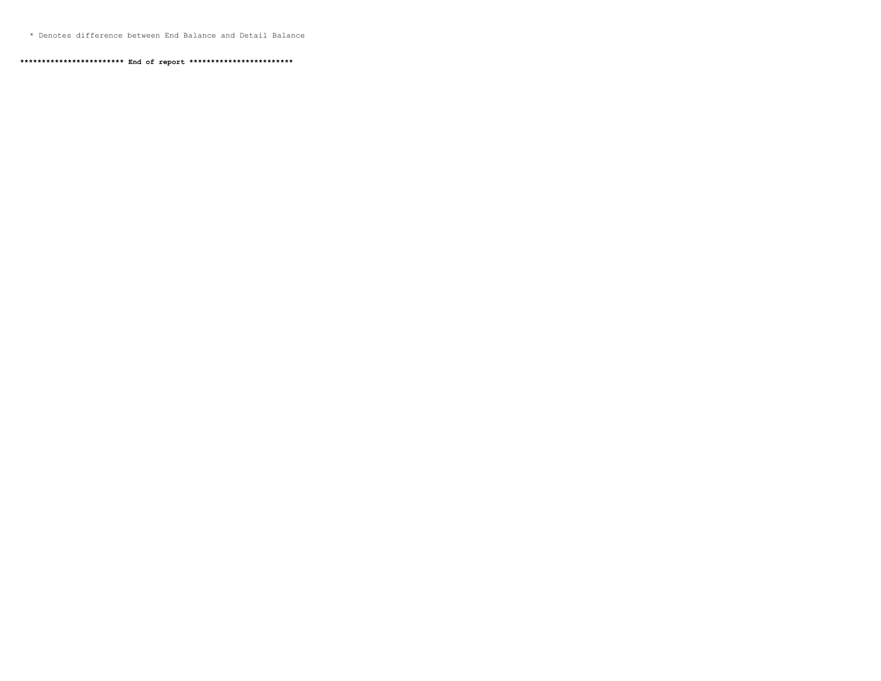* Denotes difference between End Balance and Detail Balance

**************************** End of report ****************************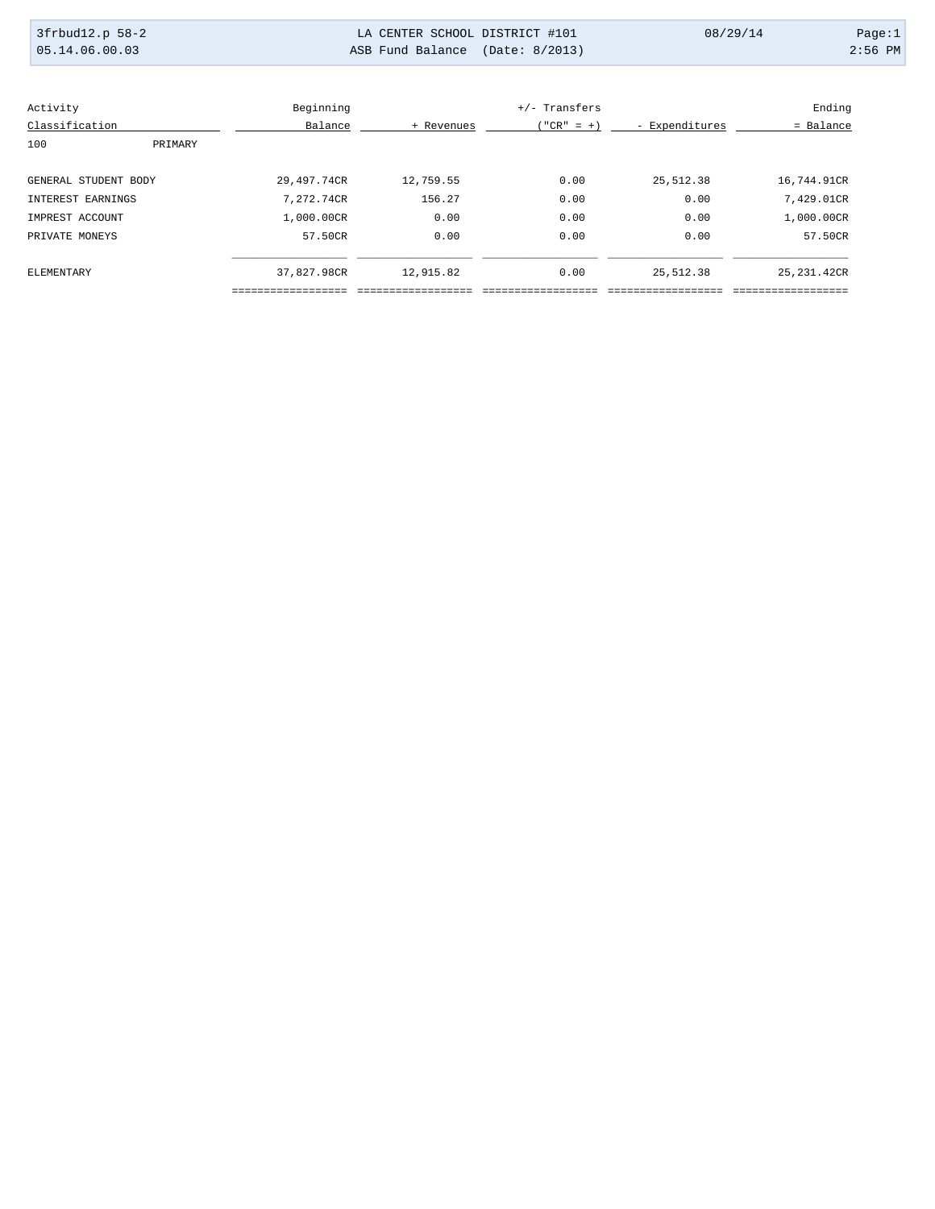LA CENTER SCHOOL DISTRICT #101

ASB Fund Balance (Date: 8/2013)

| Activity Classification | Beginning Balance | + Revenues | +/- Transfers ("CR" = +) | - Expenditures | Ending = Balance |
|---|---|---|---|---|---|
| 100 PRIMARY | | | | | |
| GENERAL STUDENT BODY | 29,497.74CR | 12,759.55 | 0.00 | 25,512.38 | 16,744.91CR |
| INTEREST EARNINGS | 7,272.74CR | 156.27 | 0.00 | 0.00 | 7,429.01CR |
| IMPREST ACCOUNT | 1,000.00CR | 0.00 | 0.00 | 0.00 | 1,000.00CR |
| PRIVATE MONEYS | 57.50CR | 0.00 | 0.00 | 0.00 | 57.50CR |
| ELEMENTARY | 37,827.98CR | 12,915.82 | 0.00 | 25,512.38 | 25,231.42CR |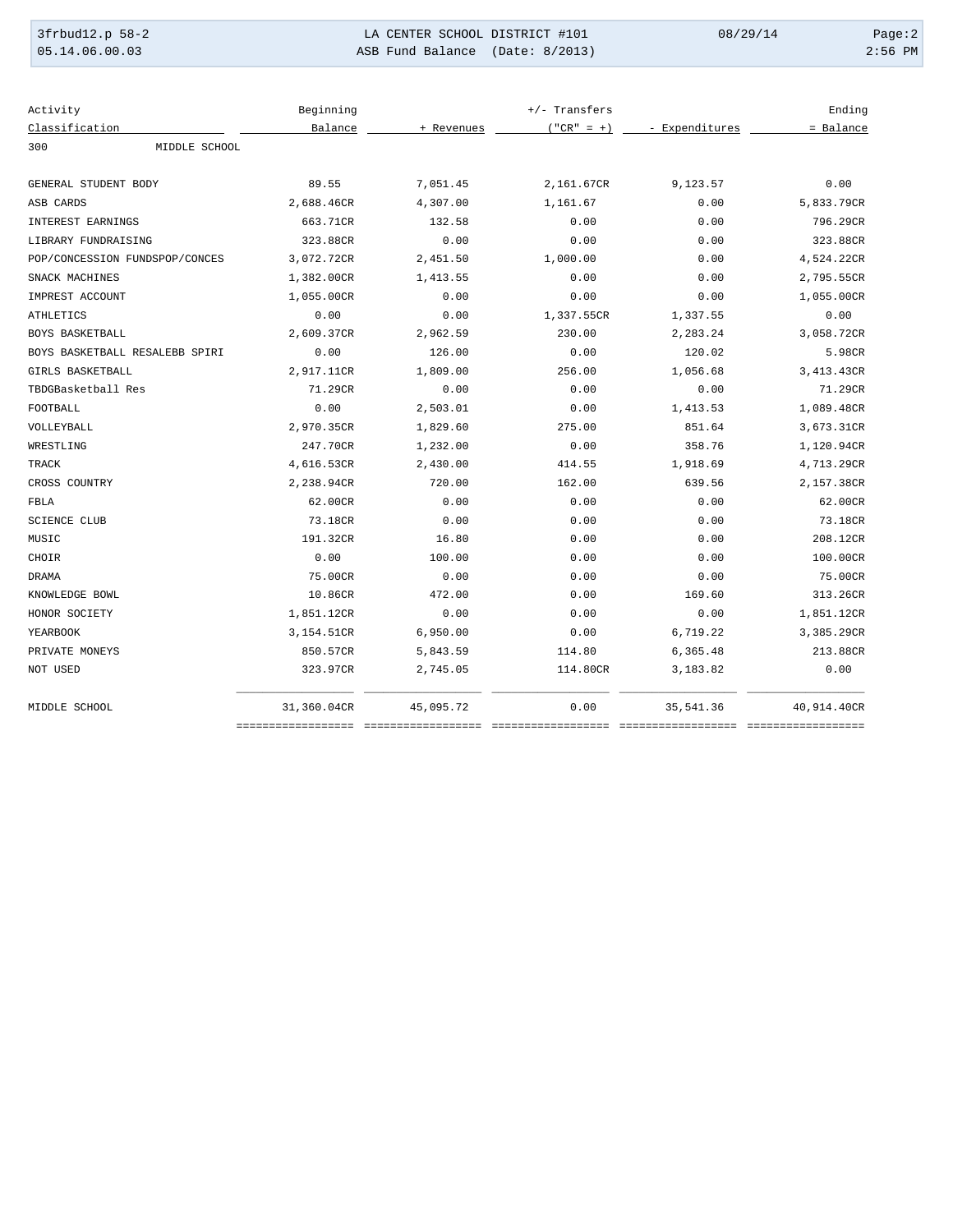LA CENTER SCHOOL DISTRICT #101

ASB Fund Balance (Date: 8/2013)

| Activity Classification | Beginning Balance | + Revenues | +/- Transfers ("CR" = +) | - Expenditures | Ending = Balance |
|---|---|---|---|---|---|
| **300 MIDDLE SCHOOL** | | | | | |
| GENERAL STUDENT BODY | 89.55 | 7,051.45 | 2,161.67CR | 9,123.57 | 0.00 |
| ASB CARDS | 2,688.46CR | 4,307.00 | 1,161.67 | 0.00 | 5,833.79CR |
| INTEREST EARNINGS | 663.71CR | 132.58 | 0.00 | 0.00 | 796.29CR |
| LIBRARY FUNDRAISING | 323.88CR | 0.00 | 0.00 | 0.00 | 323.88CR |
| POP/CONCESSION FUNDSPOP/CONCES | 3,072.72CR | 2,451.50 | 1,000.00 | 0.00 | 4,524.22CR |
| SNACK MACHINES | 1,382.00CR | 1,413.55 | 0.00 | 0.00 | 2,795.55CR |
| IMPREST ACCOUNT | 1,055.00CR | 0.00 | 0.00 | 0.00 | 1,055.00CR |
| ATHLETICS | 0.00 | 0.00 | 1,337.55CR | 1,337.55 | 0.00 |
| BOYS BASKETBALL | 2,609.37CR | 2,962.59 | 230.00 | 2,283.24 | 3,058.72CR |
| BOYS BASKETBALL RESALEBB SPIRI | 0.00 | 126.00 | 0.00 | 120.02 | 5.98CR |
| GIRLS BASKETBALL | 2,917.11CR | 1,809.00 | 256.00 | 1,056.68 | 3,413.43CR |
| TBDGBasketball Res | 71.29CR | 0.00 | 0.00 | 0.00 | 71.29CR |
| FOOTBALL | 0.00 | 2,503.01 | 0.00 | 1,413.53 | 1,089.48CR |
| VOLLEYBALL | 2,970.35CR | 1,829.60 | 275.00 | 851.64 | 3,673.31CR |
| WRESTLING | 247.70CR | 1,232.00 | 0.00 | 358.76 | 1,120.94CR |
| TRACK | 4,616.53CR | 2,430.00 | 414.55 | 1,918.69 | 4,713.29CR |
| CROSS COUNTRY | 2,238.94CR | 720.00 | 162.00 | 639.56 | 2,157.38CR |
| FBLA | 62.00CR | 0.00 | 0.00 | 0.00 | 62.00CR |
| SCIENCE CLUB | 73.18CR | 0.00 | 0.00 | 0.00 | 73.18CR |
| MUSIC | 191.32CR | 16.80 | 0.00 | 0.00 | 208.12CR |
| CHOIR | 0.00 | 100.00 | 0.00 | 0.00 | 100.00CR |
| DRAMA | 75.00CR | 0.00 | 0.00 | 0.00 | 75.00CR |
| KNOWLEDGE BOWL | 10.86CR | 472.00 | 0.00 | 169.60 | 313.26CR |
| HONOR SOCIETY | 1,851.12CR | 0.00 | 0.00 | 0.00 | 1,851.12CR |
| YEARBOOK | 3,154.51CR | 6,950.00 | 0.00 | 6,719.22 | 3,385.29CR |
| PRIVATE MONEYS | 850.57CR | 5,843.59 | 114.80 | 6,365.48 | 213.88CR |
| NOT USED | 323.97CR | 2,745.05 | 114.80CR | 3,183.82 | 0.00 |
| **MIDDLE SCHOOL** | 31,360.04CR | 45,095.72 | 0.00 | 35,541.36 | 40,914.40CR |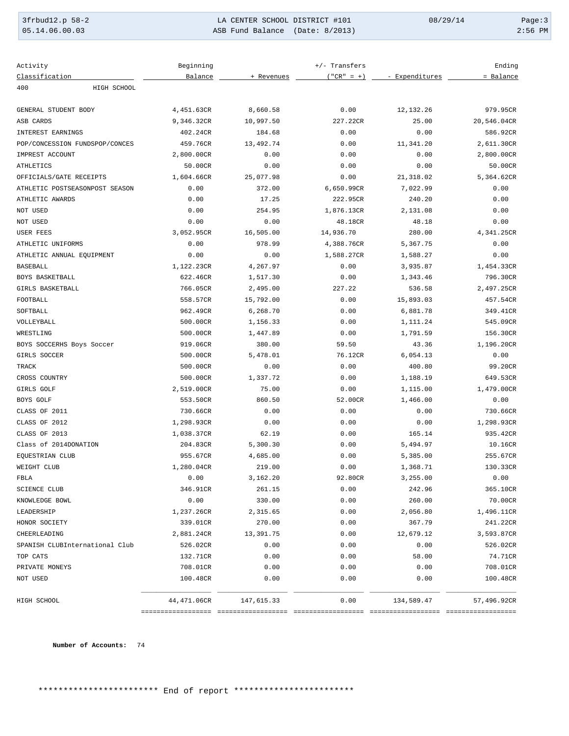| Activity Classification | Beginning Balance | + Revenues | +/- Transfers ("CR" = +) | - Expenditures | Ending = Balance |
|---|---|---|---|---|---|
| 400 HIGH SCHOOL | | | | | |
| GENERAL STUDENT BODY | 4,451.63CR | 8,660.58 | 0.00 | 12,132.26 | 979.95CR |
| ASB CARDS | 9,346.32CR | 10,997.50 | 227.22CR | 25.00 | 20,546.04CR |
| INTEREST EARNINGS | 402.24CR | 184.68 | 0.00 | 0.00 | 586.92CR |
| POP/CONCESSION FUNDSPOP/CONCES | 459.76CR | 13,492.74 | 0.00 | 11,341.20 | 2,611.30CR |
| IMPREST ACCOUNT | 2,800.00CR | 0.00 | 0.00 | 0.00 | 2,800.00CR |
| ATHLETICS | 50.00CR | 0.00 | 0.00 | 0.00 | 50.00CR |
| OFFICIALS/GATE RECEIPTS | 1,604.66CR | 25,077.98 | 0.00 | 21,318.02 | 5,364.62CR |
| ATHLETIC POSTSEASONPOST SEASON | 0.00 | 372.00 | 6,650.99CR | 7,022.99 | 0.00 |
| ATHLETIC AWARDS | 0.00 | 17.25 | 222.95CR | 240.20 | 0.00 |
| NOT USED | 0.00 | 254.95 | 1,876.13CR | 2,131.08 | 0.00 |
| NOT USED | 0.00 | 0.00 | 48.18CR | 48.18 | 0.00 |
| USER FEES | 3,052.95CR | 16,505.00 | 14,936.70 | 280.00 | 4,341.25CR |
| ATHLETIC UNIFORMS | 0.00 | 978.99 | 4,388.76CR | 5,367.75 | 0.00 |
| ATHLETIC ANNUAL EQUIPMENT | 0.00 | 0.00 | 1,588.27CR | 1,588.27 | 0.00 |
| BASEBALL | 1,122.23CR | 4,267.97 | 0.00 | 3,935.87 | 1,454.33CR |
| BOYS BASKETBALL | 622.46CR | 1,517.30 | 0.00 | 1,343.46 | 796.30CR |
| GIRLS BASKETBALL | 766.05CR | 2,495.00 | 227.22 | 536.58 | 2,497.25CR |
| FOOTBALL | 558.57CR | 15,792.00 | 0.00 | 15,893.03 | 457.54CR |
| SOFTBALL | 962.49CR | 6,268.70 | 0.00 | 6,881.78 | 349.41CR |
| VOLLEYBALL | 500.00CR | 1,156.33 | 0.00 | 1,111.24 | 545.09CR |
| WRESTLING | 500.00CR | 1,447.89 | 0.00 | 1,791.59 | 156.30CR |
| BOYS SOCCERHS Boys Soccer | 919.06CR | 380.00 | 59.50 | 43.36 | 1,196.20CR |
| GIRLS SOCCER | 500.00CR | 5,478.01 | 76.12CR | 6,054.13 | 0.00 |
| TRACK | 500.00CR | 0.00 | 0.00 | 400.80 | 99.20CR |
| CROSS COUNTRY | 500.00CR | 1,337.72 | 0.00 | 1,188.19 | 649.53CR |
| GIRLS GOLF | 2,519.00CR | 75.00 | 0.00 | 1,115.00 | 1,479.00CR |
| BOYS GOLF | 553.50CR | 860.50 | 52.00CR | 1,466.00 | 0.00 |
| CLASS OF 2011 | 730.66CR | 0.00 | 0.00 | 0.00 | 730.66CR |
| CLASS OF 2012 | 1,298.93CR | 0.00 | 0.00 | 0.00 | 1,298.93CR |
| CLASS OF 2013 | 1,038.37CR | 62.19 | 0.00 | 165.14 | 935.42CR |
| Class of 2014DONATION | 204.83CR | 5,300.30 | 0.00 | 5,494.97 | 10.16CR |
| EQUESTRIAN CLUB | 955.67CR | 4,685.00 | 0.00 | 5,385.00 | 255.67CR |
| WEIGHT CLUB | 1,280.04CR | 219.00 | 0.00 | 1,368.71 | 130.33CR |
| FBLA | 0.00 | 3,162.20 | 92.80CR | 3,255.00 | 0.00 |
| SCIENCE CLUB | 346.91CR | 261.15 | 0.00 | 242.96 | 365.10CR |
| KNOWLEDGE BOWL | 0.00 | 330.00 | 0.00 | 260.00 | 70.00CR |
| LEADERSHIP | 1,237.26CR | 2,315.65 | 0.00 | 2,056.80 | 1,496.11CR |
| HONOR SOCIETY | 339.01CR | 270.00 | 0.00 | 367.79 | 241.22CR |
| CHEERLEADING | 2,881.24CR | 13,391.75 | 0.00 | 12,679.12 | 3,593.87CR |
| SPANISH CLUBInternational Club | 526.02CR | 0.00 | 0.00 | 0.00 | 526.02CR |
| TOP CATS | 132.71CR | 0.00 | 0.00 | 58.00 | 74.71CR |
| PRIVATE MONEYS | 708.01CR | 0.00 | 0.00 | 0.00 | 708.01CR |
| NOT USED | 100.48CR | 0.00 | 0.00 | 0.00 | 100.48CR |
| HIGH SCHOOL | 44,471.06CR | 147,615.33 | 0.00 | 134,589.47 | 57,496.92CR |

**Number of Accounts:** 74

************************ End of report ************************